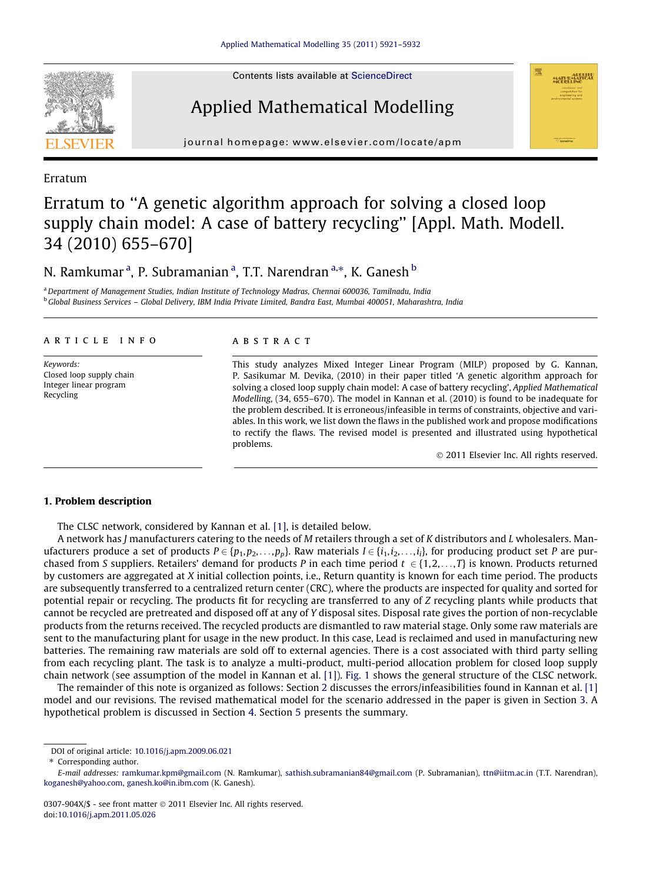Erratum

# Erratum to "A genetic algorithm approach for solving a closed loop supply chain model: A case of battery recycling" [Appl. Math. Modell. 34 (2010) 655–670]

N. Ramkumar [a], P. Subramanian [a], T.T. Narendran [a,*], K. Ganesh [b]

[a] Department of Management Studies, Indian Institute of Technology Madras, Chennai 600036, Tamilnadu, India

[b] Global Business Services – Global Delivery, IBM India Private Limited, Bandra East, Mumbai 400051, Maharashtra, India

**ARTICLE INFO**

*Keywords:*
Closed loop supply chain
Integer linear program
Recycling

**ABSTRACT**

This study analyzes Mixed Integer Linear Program (MILP) proposed by G. Kannan, P. Sasikumar M. Devika, (2010) in their paper titled 'A genetic algorithm approach for solving a closed loop supply chain model: A case of battery recycling', *Applied Mathematical Modelling*, (34, 655–670). The model in Kannan et al. (2010) is found to be inadequate for the problem described. It is erroneous/infeasible in terms of constraints, objective and variables. In this work, we list down the flaws in the published work and propose modifications to rectify the flaws. The revised model is presented and illustrated using hypothetical problems.

© 2011 Elsevier Inc. All rights reserved.

## 1. Problem description

The CLSC network, considered by Kannan et al. [1], is detailed below.

A network has $J$ manufacturers catering to the needs of $M$ retailers through a set of $K$ distributors and $L$ wholesalers. Manufacturers produce a set of products $P \in \{p_1, p_2, \ldots, p_p\}$. Raw materials $I \in \{i_1, i_2, \ldots, i_i\}$, for producing product set $P$ are purchased from $S$ suppliers. Retailers' demand for products $P$ in each time period $t \in \{1, 2, \ldots, T\}$ is known. Products returned by customers are aggregated at $X$ initial collection points, i.e., Return quantity is known for each time period. The products are subsequently transferred to a centralized return center (CRC), where the products are inspected for quality and sorted for potential repair or recycling. The products fit for recycling are transferred to any of $Z$ recycling plants while products that cannot be recycled are pretreated and disposed off at any of $Y$ disposal sites. Disposal rate gives the portion of non-recyclable products from the returns received. The recycled products are dismantled to raw material stage. Only some raw materials are sent to the manufacturing plant for usage in the new product. In this case, Lead is reclaimed and used in manufacturing new batteries. The remaining raw materials are sold off to external agencies. There is a cost associated with third party selling from each recycling plant. The task is to analyze a multi-product, multi-period allocation problem for closed loop supply chain network (see assumption of the model in Kannan et al. [1]). Fig. 1 shows the general structure of the CLSC network.

The remainder of this note is organized as follows: Section 2 discusses the errors/infeasibilities found in Kannan et al. [1] model and our revisions. The revised mathematical model for the scenario addressed in the paper is given in Section 3. A hypothetical problem is discussed in Section 4. Section 5 presents the summary.

---

DOI of original article: 10.1016/j.apm.2009.06.021

\* Corresponding author.

*E-mail addresses:* ramkumar.kpm@gmail.com (N. Ramkumar), sathish.subramanian84@gmail.com (P. Subramanian), ttn@iitm.ac.in (T.T. Narendran), koganesh@yahoo.com, ganesh.ko@in.ibm.com (K. Ganesh).

0307-904X/$ - see front matter © 2011 Elsevier Inc. All rights reserved.
doi:10.1016/j.apm.2011.05.026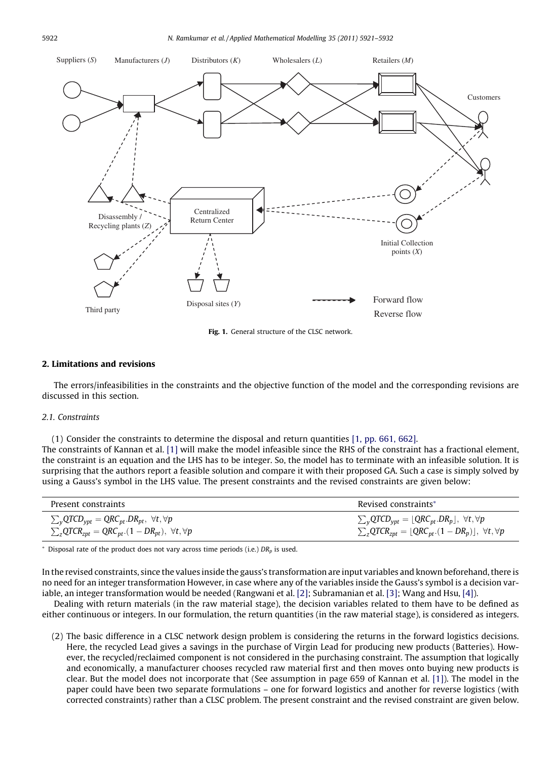Fig. 1. General structure of the CLSC network.

## 2. Limitations and revisions

The errors/infeasibilities in the constraints and the objective function of the model and the corresponding revisions are discussed in this section.

### 2.1. Constraints

(1) Consider the constraints to determine the disposal and return quantities [1, pp. 661, 662].
The constraints of Kannan et al. [1] will make the model infeasible since the RHS of the constraint has a fractional element, the constraint is an equation and the LHS has to be integer. So, the model has to terminate with an infeasible solution. It is surprising that the authors report a feasible solution and compare it with their proposed GA. Such a case is simply solved by using a Gauss's symbol in the LHS value. The present constraints and the revised constraints are given below:

| Present constraints | Revised constraints* |
| --- | --- |
| $\sum_y QTCD_{ypt} = QRC_{pt}.DR_{pt},\ \forall t, \forall p$ | $\sum_y QTCD_{ypt} = \lfloor QRC_{pt}.DR_p \rfloor,\ \forall t, \forall p$ |
| $\sum_z QTCR_{zpt} = QRC_{pt}.(1 - DR_{pt}),\ \forall t, \forall p$ | $\sum_z QTCR_{zpt} = \lfloor QRC_{pt}.(1 - DR_p) \rfloor,\ \forall t, \forall p$ |

\* Disposal rate of the product does not vary across time periods (i.e.) $DR_p$ is used.

In the revised constraints, since the values inside the gauss's transformation are input variables and known beforehand, there is no need for an integer transformation However, in case where any of the variables inside the Gauss's symbol is a decision variable, an integer transformation would be needed (Rangwani et al. [2]; Subramanian et al. [3]; Wang and Hsu, [4]).

Dealing with return materials (in the raw material stage), the decision variables related to them have to be defined as either continuous or integers. In our formulation, the return quantities (in the raw material stage), is considered as integers.

(2) The basic difference in a CLSC network design problem is considering the returns in the forward logistics decisions. Here, the recycled Lead gives a savings in the purchase of Virgin Lead for producing new products (Batteries). However, the recycled/reclaimed component is not considered in the purchasing constraint. The assumption that logically and economically, a manufacturer chooses recycled raw material first and then moves onto buying new products is clear. But the model does not incorporate that (See assumption in page 659 of Kannan et al. [1]). The model in the paper could have been two separate formulations – one for forward logistics and another for reverse logistics (with corrected constraints) rather than a CLSC problem. The present constraint and the revised constraint are given below.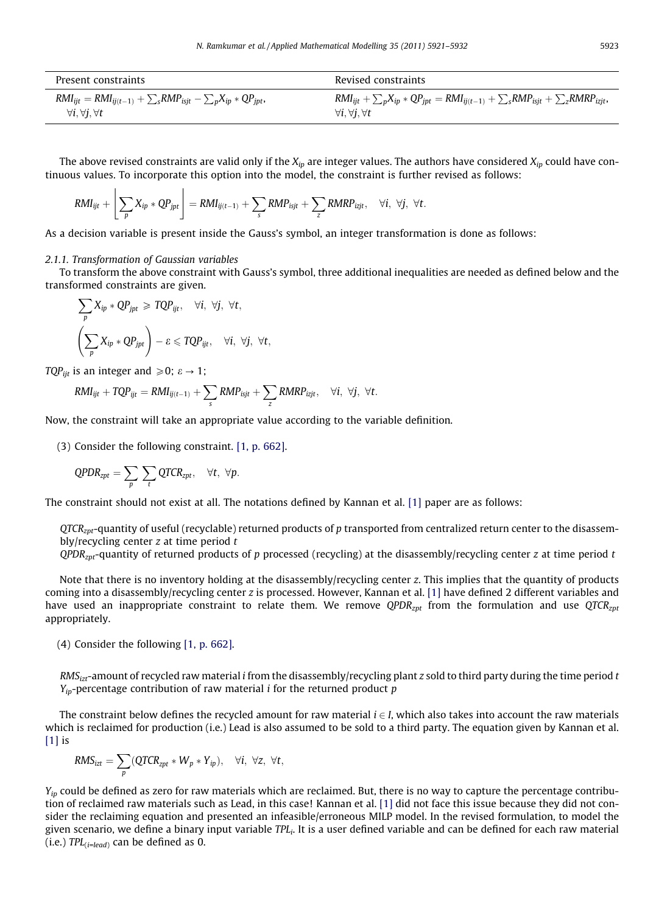| Present constraints | Revised constraints |
| --- | --- |
| $RMI_{ijt} = RMI_{ij(t-1)} + \sum_s RMP_{isjt} - \sum_p X_{ip} * QP_{jpt}$, $\forall i, \forall j, \forall t$ | $RMI_{ijt} + \sum_p X_{ip} * QP_{jpt} = RMI_{ij(t-1)} + \sum_s RMP_{isjt} + \sum_z RMRP_{izjt}$, $\forall i, \forall j, \forall t$ |

The above revised constraints are valid only if the $X_{ip}$ are integer values. The authors have considered $X_{ip}$ could have continuous values. To incorporate this option into the model, the constraint is further revised as follows:

$$RMI_{ijt} + \left\lfloor \sum_p X_{ip} * QP_{jpt} \right\rfloor = RMI_{ij(t-1)} + \sum_s RMP_{isjt} + \sum_z RMRP_{izjt}, \quad \forall i,\ \forall j,\ \forall t.$$

As a decision variable is present inside the Gauss's symbol, an integer transformation is done as follows:

### 2.1.1. Transformation of Gaussian variables

To transform the above constraint with Gauss's symbol, three additional inequalities are needed as defined below and the transformed constraints are given.

$$\sum_p X_{ip} * QP_{jpt} \geqslant TQP_{ijt}, \quad \forall i,\ \forall j,\ \forall t,$$

$$\left(\sum_p X_{ip} * QP_{jpt}\right) - \varepsilon \leqslant TQP_{ijt}, \quad \forall i,\ \forall j,\ \forall t,$$

$TQP_{ijt}$ is an integer and $\geqslant 0$; $\varepsilon \to 1$;

$$RMI_{ijt} + TQP_{ijt} = RMI_{ij(t-1)} + \sum_s RMP_{isjt} + \sum_z RMRP_{izjt}, \quad \forall i,\ \forall j,\ \forall t.$$

Now, the constraint will take an appropriate value according to the variable definition.

(3) Consider the following constraint. [1, p. 662].

$$QPDR_{zpt} = \sum_p \sum_t QTCR_{zpt}, \quad \forall t,\ \forall p.$$

The constraint should not exist at all. The notations defined by Kannan et al. [1] paper are as follows:

$QTCR_{zpt}$–quantity of useful (recyclable) returned products of $p$ transported from centralized return center to the disassembly/recycling center $z$ at time period $t$
$QPDR_{zpt}$–quantity of returned products of $p$ processed (recycling) at the disassembly/recycling center $z$ at time period $t$

Note that there is no inventory holding at the disassembly/recycling center $z$. This implies that the quantity of products coming into a disassembly/recycling center $z$ is processed. However, Kannan et al. [1] have defined 2 different variables and have used an inappropriate constraint to relate them. We remove $QPDR_{zpt}$ from the formulation and use $QTCR_{zpt}$ appropriately.

(4) Consider the following [1, p. 662].

$RMS_{izt}$–amount of recycled raw material $i$ from the disassembly/recycling plant $z$ sold to third party during the time period $t$
$Y_{ip}$–percentage contribution of raw material $i$ for the returned product $p$

The constraint below defines the recycled amount for raw material $i \in I$, which also takes into account the raw materials which is reclaimed for production (i.e.) Lead is also assumed to be sold to a third party. The equation given by Kannan et al. [1] is

$$RMS_{izt} = \sum_p (QTCR_{zpt} * W_p * Y_{ip}), \quad \forall i,\ \forall z,\ \forall t,$$

$Y_{ip}$ could be defined as zero for raw materials which are reclaimed. But, there is no way to capture the percentage contribution of reclaimed raw materials such as Lead, in this case! Kannan et al. [1] did not face this issue because they did not consider the reclaiming equation and presented an infeasible/erroneous MILP model. In the revised formulation, to model the given scenario, we define a binary input variable $TPL_i$. It is a user defined variable and can be defined for each raw material (i.e.) $TPL_{(i=lead)}$ can be defined as 0.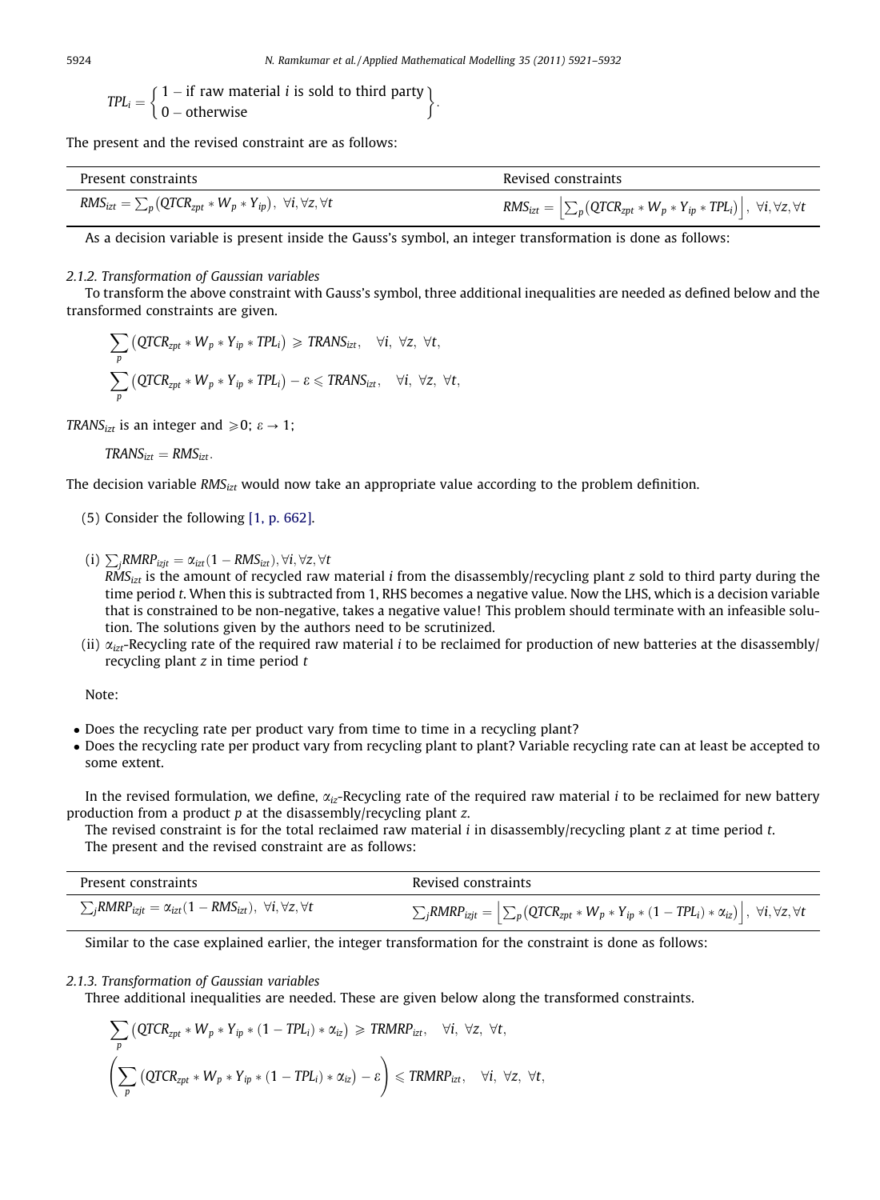$$TPL_i = \left\{ \begin{array}{l} 1 - \text{if raw material } i \text{ is sold to third party} \\ 0 - \text{otherwise} \end{array} \right\}.$$

The present and the revised constraint are as follows:

| Present constraints | Revised constraints |
|---|---|
| $RMS_{izt} = \sum_p (QTCR_{zpt} * W_p * Y_{ip}),\ \forall i, \forall z, \forall t$ | $RMS_{izt} = \left\lfloor \sum_p (QTCR_{zpt} * W_p * Y_{ip} * TPL_i) \right\rfloor,\ \forall i, \forall z, \forall t$ |

As a decision variable is present inside the Gauss's symbol, an integer transformation is done as follows:

*2.1.2. Transformation of Gaussian variables*

To transform the above constraint with Gauss's symbol, three additional inequalities are needed as defined below and the transformed constraints are given.

$$\sum_p (QTCR_{zpt} * W_p * Y_{ip} * TPL_i) \geqslant TRANS_{izt}, \quad \forall i,\ \forall z,\ \forall t,$$

$$\sum_p (QTCR_{zpt} * W_p * Y_{ip} * TPL_i) - \varepsilon \leqslant TRANS_{izt}, \quad \forall i,\ \forall z,\ \forall t,$$

$TRANS_{izt}$ is an integer and $\geqslant 0$; $\varepsilon \to 1$;

$$TRANS_{izt} = RMS_{izt}.$$

The decision variable $RMS_{izt}$ would now take an appropriate value according to the problem definition.

(5) Consider the following [1, p. 662].

(i) $\sum_j RMRP_{izjt} = \alpha_{izt}(1 - RMS_{izt}), \forall i, \forall z, \forall t$

$RMS_{izt}$ is the amount of recycled raw material $i$ from the disassembly/recycling plant $z$ sold to third party during the time period $t$. When this is subtracted from 1, RHS becomes a negative value. Now the LHS, which is a decision variable that is constrained to be non-negative, takes a negative value! This problem should terminate with an infeasible solution. The solutions given by the authors need to be scrutinized.

(ii) $\alpha_{izt}$-Recycling rate of the required raw material $i$ to be reclaimed for production of new batteries at the disassembly/recycling plant $z$ in time period $t$

Note:

- Does the recycling rate per product vary from time to time in a recycling plant?
- Does the recycling rate per product vary from recycling plant to plant? Variable recycling rate can at least be accepted to some extent.

In the revised formulation, we define, $\alpha_{iz}$-Recycling rate of the required raw material $i$ to be reclaimed for new battery production from a product $p$ at the disassembly/recycling plant $z$.

The revised constraint is for the total reclaimed raw material $i$ in disassembly/recycling plant $z$ at time period $t$.

The present and the revised constraint are as follows:

| Present constraints | Revised constraints |
|---|---|
| $\sum_j RMRP_{izjt} = \alpha_{izt}(1 - RMS_{izt}),\ \forall i, \forall z, \forall t$ | $\sum_j RMRP_{izjt} = \left\lfloor \sum_p (QTCR_{zpt} * W_p * Y_{ip} * (1 - TPL_i) * \alpha_{iz}) \right\rfloor,\ \forall i, \forall z, \forall t$ |

Similar to the case explained earlier, the integer transformation for the constraint is done as follows:

*2.1.3. Transformation of Gaussian variables*

Three additional inequalities are needed. These are given below along the transformed constraints.

$$\sum_p (QTCR_{zpt} * W_p * Y_{ip} * (1 - TPL_i) * \alpha_{iz}) \geqslant TRMRP_{izt}, \quad \forall i,\ \forall z,\ \forall t,$$

$$\left( \sum_p (QTCR_{zpt} * W_p * Y_{ip} * (1 - TPL_i) * \alpha_{iz}) - \varepsilon \right) \leqslant TRMRP_{izt}, \quad \forall i,\ \forall z,\ \forall t,$$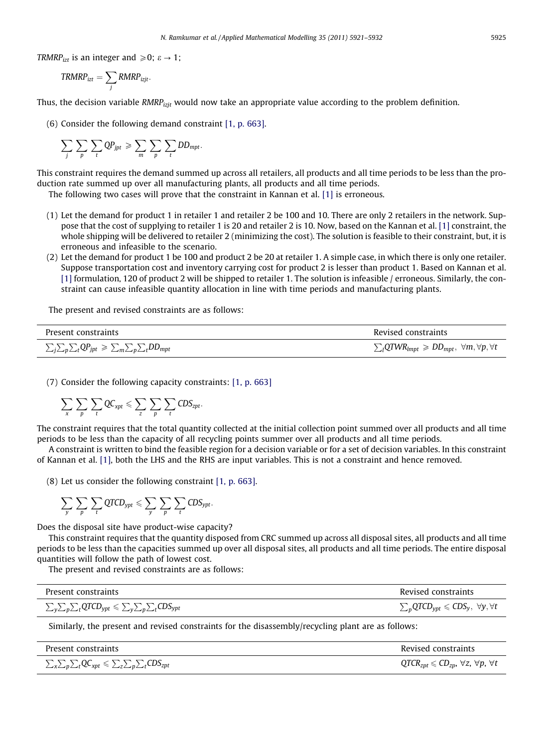$TRMRP_{izt}$ is an integer and $\geqslant 0$; $\varepsilon \to 1$;

$$TRMRP_{izt} = \sum_j RMRP_{izjt}.$$

Thus, the decision variable $RMRP_{izjt}$ would now take an appropriate value according to the problem definition.

(6) Consider the following demand constraint [1, p. 663].

$$\sum_j \sum_p \sum_t QP_{jpt} \geqslant \sum_m \sum_p \sum_t DD_{mpt}.$$

This constraint requires the demand summed up across all retailers, all products and all time periods to be less than the production rate summed up over all manufacturing plants, all products and all time periods.

The following two cases will prove that the constraint in Kannan et al. [1] is erroneous.

(1) Let the demand for product 1 in retailer 1 and retailer 2 be 100 and 10. There are only 2 retailers in the network. Suppose that the cost of supplying to retailer 1 is 20 and retailer 2 is 10. Now, based on the Kannan et al. [1] constraint, the whole shipping will be delivered to retailer 2 (minimizing the cost). The solution is feasible to their constraint, but, it is erroneous and infeasible to the scenario.

(2) Let the demand for product 1 be 100 and product 2 be 20 at retailer 1. A simple case, in which there is only one retailer. Suppose transportation cost and inventory carrying cost for product 2 is lesser than product 1. Based on Kannan et al. [1] formulation, 120 of product 2 will be shipped to retailer 1. The solution is infeasible / erroneous. Similarly, the constraint can cause infeasible quantity allocation in line with time periods and manufacturing plants.

The present and revised constraints are as follows:

| Present constraints | Revised constraints |
| --- | --- |
| $\sum_j \sum_p \sum_t QP_{jpt} \geqslant \sum_m \sum_p \sum_t DD_{mpt}$ | $\sum_l QTWR_{lmpt} \geqslant DD_{mpt},\ \forall m, \forall p, \forall t$ |

(7) Consider the following capacity constraints: [1, p. 663]

$$\sum_x \sum_p \sum_t QC_{xpt} \leqslant \sum_z \sum_p \sum_t CDS_{zpt}.$$

The constraint requires that the total quantity collected at the initial collection point summed over all products and all time periods to be less than the capacity of all recycling points summer over all products and all time periods.

A constraint is written to bind the feasible region for a decision variable or for a set of decision variables. In this constraint of Kannan et al. [1], both the LHS and the RHS are input variables. This is not a constraint and hence removed.

(8) Let us consider the following constraint [1, p. 663].

$$\sum_y \sum_p \sum_t QTCD_{ypt} \leqslant \sum_y \sum_p \sum_t CDS_{ypt}.$$

Does the disposal site have product-wise capacity?

This constraint requires that the quantity disposed from CRC summed up across all disposal sites, all products and all time periods to be less than the capacities summed up over all disposal sites, all products and all time periods. The entire disposal quantities will follow the path of lowest cost.

The present and revised constraints are as follows:

| Present constraints | Revised constraints |
| --- | --- |
| $\sum_y \sum_p \sum_t QTCD_{ypt} \leqslant \sum_y \sum_p \sum_t CDS_{ypt}$ | $\sum_p QTCD_{ypt} \leqslant CDS_y,\ \forall y, \forall t$ |

Similarly, the present and revised constraints for the disassembly/recycling plant are as follows:

| Present constraints | Revised constraints |
| --- | --- |
| $\sum_x \sum_p \sum_t QC_{xpt} \leqslant \sum_z \sum_p \sum_t CDS_{zpt}$ | $QTCR_{zpt} \leqslant CD_{zp},\ \forall z, \forall p, \forall t$ |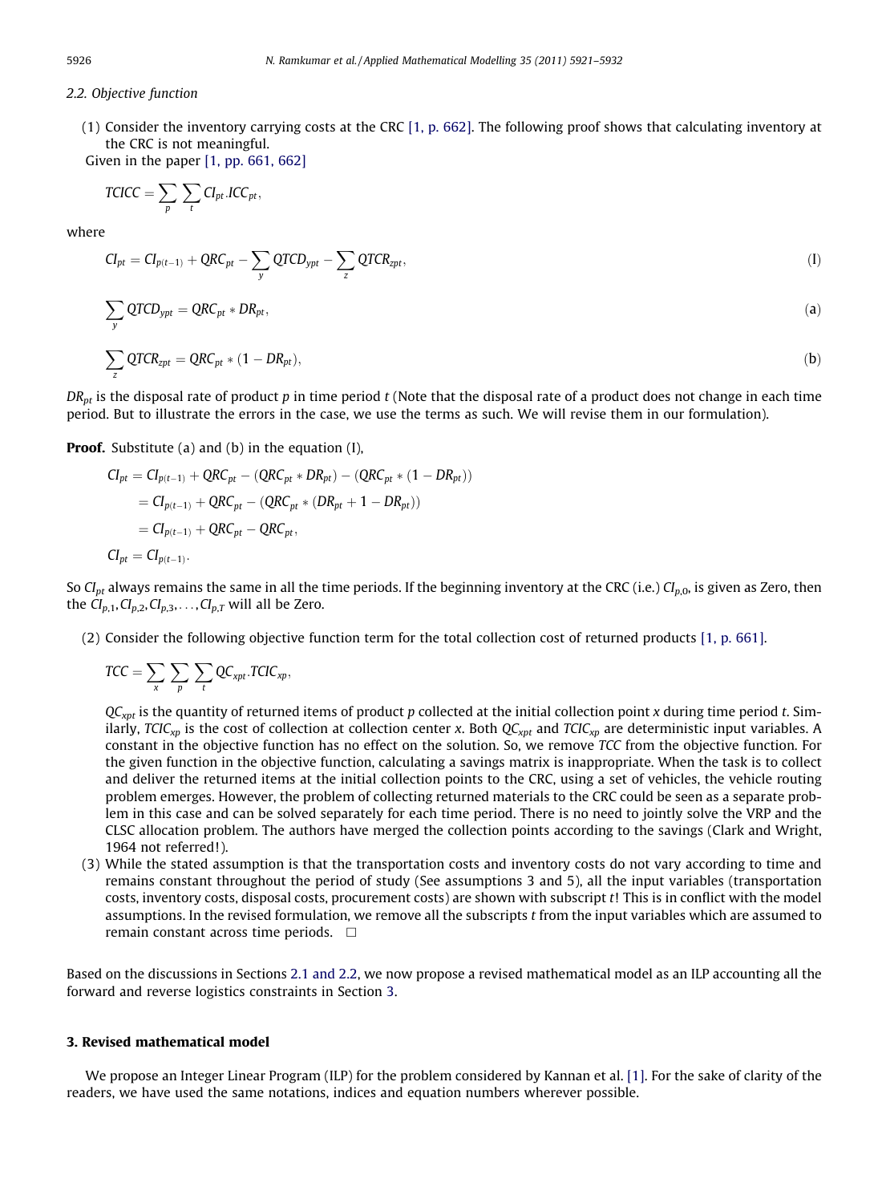### 2.2. Objective function

(1) Consider the inventory carrying costs at the CRC [1, p. 662]. The following proof shows that calculating inventory at the CRC is not meaningful.
Given in the paper [1, pp. 661, 662]

$$TCICC = \sum_p \sum_t CI_{pt}.ICC_{pt},$$

where

$$CI_{pt} = CI_{p(t-1)} + QRC_{pt} - \sum_y QTCD_{ypt} - \sum_z QTCR_{zpt}, \tag{I}$$

$$\sum_y QTCD_{ypt} = QRC_{pt} * DR_{pt}, \tag{a}$$

$$\sum_z QTCR_{zpt} = QRC_{pt} * (1 - DR_{pt}), \tag{b}$$

$DR_{pt}$ is the disposal rate of product $p$ in time period $t$ (Note that the disposal rate of a product does not change in each time period. But to illustrate the errors in the case, we use the terms as such. We will revise them in our formulation).

**Proof.** Substitute (a) and (b) in the equation (I),

$$\begin{aligned}
CI_{pt} &= CI_{p(t-1)} + QRC_{pt} - (QRC_{pt} * DR_{pt}) - (QRC_{pt} * (1 - DR_{pt})) \\
&= CI_{p(t-1)} + QRC_{pt} - (QRC_{pt} * (DR_{pt} + 1 - DR_{pt})) \\
&= CI_{p(t-1)} + QRC_{pt} - QRC_{pt}, \\
CI_{pt} &= CI_{p(t-1)}.
\end{aligned}$$

So $CI_{pt}$ always remains the same in all the time periods. If the beginning inventory at the CRC (i.e.) $CI_{p,0}$, is given as Zero, then the $CI_{p,1}, CI_{p,2}, CI_{p,3}, \ldots, CI_{p,T}$ will all be Zero.

(2) Consider the following objective function term for the total collection cost of returned products [1, p. 661].

$$TCC = \sum_x \sum_p \sum_t QC_{xpt}.TCIC_{xp},$$

$QC_{xpt}$ is the quantity of returned items of product $p$ collected at the initial collection point $x$ during time period $t$. Similarly, $TCIC_{xp}$ is the cost of collection at collection center $x$. Both $QC_{xpt}$ and $TCIC_{xp}$ are deterministic input variables. A constant in the objective function has no effect on the solution. So, we remove $TCC$ from the objective function. For the given function in the objective function, calculating a savings matrix is inappropriate. When the task is to collect and deliver the returned items at the initial collection points to the CRC, using a set of vehicles, the vehicle routing problem emerges. However, the problem of collecting returned materials to the CRC could be seen as a separate problem in this case and can be solved separately for each time period. There is no need to jointly solve the VRP and the CLSC allocation problem. The authors have merged the collection points according to the savings (Clark and Wright, 1964 not referred!).

(3) While the stated assumption is that the transportation costs and inventory costs do not vary according to time and remains constant throughout the period of study (See assumptions 3 and 5), all the input variables (transportation costs, inventory costs, disposal costs, procurement costs) are shown with subscript $t$! This is in conflict with the model assumptions. In the revised formulation, we remove all the subscripts $t$ from the input variables which are assumed to remain constant across time periods. □

Based on the discussions in Sections 2.1 and 2.2, we now propose a revised mathematical model as an ILP accounting all the forward and reverse logistics constraints in Section 3.

## 3. Revised mathematical model

We propose an Integer Linear Program (ILP) for the problem considered by Kannan et al. [1]. For the sake of clarity of the readers, we have used the same notations, indices and equation numbers wherever possible.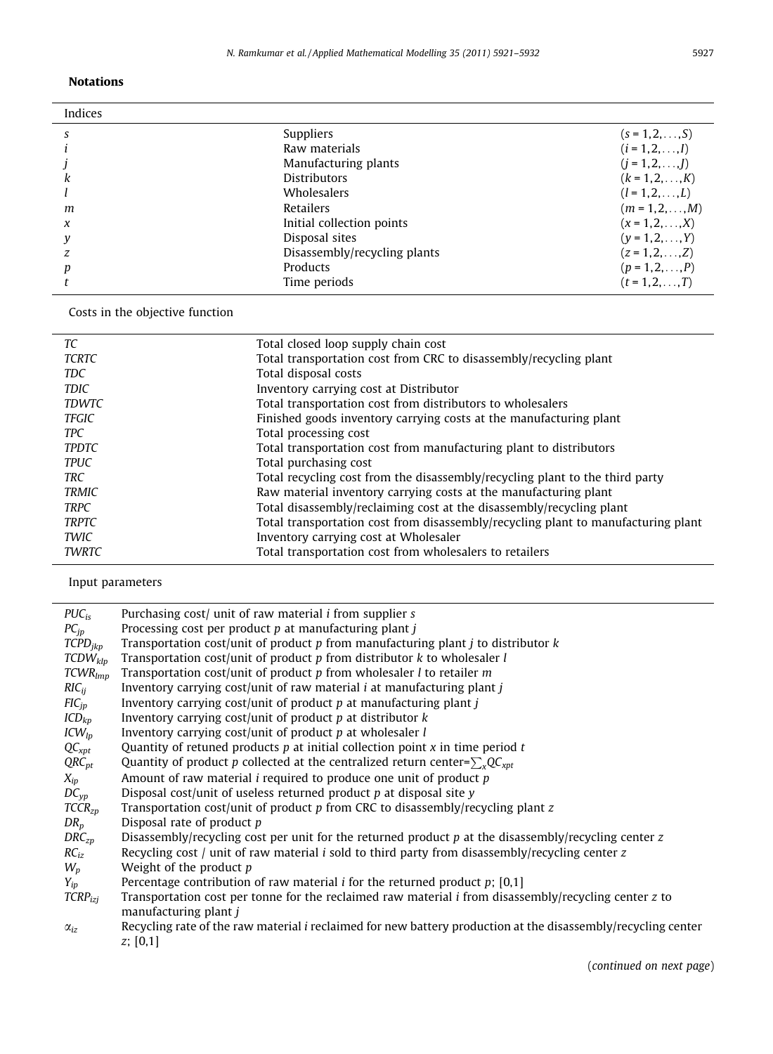**Notations**

| Indices | | |
|---|---|---|
| $s$ | Suppliers | $(s = 1,2,\ldots,S)$ |
| $i$ | Raw materials | $(i = 1,2,\ldots,I)$ |
| $j$ | Manufacturing plants | $(j = 1,2,\ldots,J)$ |
| $k$ | Distributors | $(k = 1,2,\ldots,K)$ |
| $l$ | Wholesalers | $(l = 1,2,\ldots,L)$ |
| $m$ | Retailers | $(m = 1,2,\ldots,M)$ |
| $x$ | Initial collection points | $(x = 1,2,\ldots,X)$ |
| $y$ | Disposal sites | $(y = 1,2,\ldots,Y)$ |
| $z$ | Disassembly/recycling plants | $(z = 1,2,\ldots,Z)$ |
| $p$ | Products | $(p = 1,2,\ldots,P)$ |
| $t$ | Time periods | $(t = 1,2,\ldots,T)$ |

Costs in the objective function

| | |
|---|---|
| *TC* | Total closed loop supply chain cost |
| *TCRTC* | Total transportation cost from CRC to disassembly/recycling plant |
| *TDC* | Total disposal costs |
| *TDIC* | Inventory carrying cost at Distributor |
| *TDWTC* | Total transportation cost from distributors to wholesalers |
| *TFGIC* | Finished goods inventory carrying costs at the manufacturing plant |
| *TPC* | Total processing cost |
| *TPDTC* | Total transportation cost from manufacturing plant to distributors |
| *TPUC* | Total purchasing cost |
| *TRC* | Total recycling cost from the disassembly/recycling plant to the third party |
| *TRMIC* | Raw material inventory carrying costs at the manufacturing plant |
| *TRPC* | Total disassembly/reclaiming cost at the disassembly/recycling plant |
| *TRPTC* | Total transportation cost from disassembly/recycling plant to manufacturing plant |
| *TWIC* | Inventory carrying cost at Wholesaler |
| *TWRTC* | Total transportation cost from wholesalers to retailers |

Input parameters

| | |
|---|---|
| $PUC_{is}$ | Purchasing cost/ unit of raw material $i$ from supplier $s$ |
| $PC_{jp}$ | Processing cost per product $p$ at manufacturing plant $j$ |
| $TCPD_{jkp}$ | Transportation cost/unit of product $p$ from manufacturing plant $j$ to distributor $k$ |
| $TCDW_{klp}$ | Transportation cost/unit of product $p$ from distributor $k$ to wholesaler $l$ |
| $TCWR_{lmp}$ | Transportation cost/unit of product $p$ from wholesaler $l$ to retailer $m$ |
| $RIC_{ij}$ | Inventory carrying cost/unit of raw material $i$ at manufacturing plant $j$ |
| $FIC_{jp}$ | Inventory carrying cost/unit of product $p$ at manufacturing plant $j$ |
| $ICD_{kp}$ | Inventory carrying cost/unit of product $p$ at distributor $k$ |
| $ICW_{lp}$ | Inventory carrying cost/unit of product $p$ at wholesaler $l$ |
| $QC_{xpt}$ | Quantity of retuned products $p$ at initial collection point $x$ in time period $t$ |
| $QRC_{pt}$ | Quantity of product $p$ collected at the centralized return center$=\sum_x QC_{xpt}$ |
| $X_{ip}$ | Amount of raw material $i$ required to produce one unit of product $p$ |
| $DC_{yp}$ | Disposal cost/unit of useless returned product $p$ at disposal site $y$ |
| $TCCR_{zp}$ | Transportation cost/unit of product $p$ from CRC to disassembly/recycling plant $z$ |
| $DR_p$ | Disposal rate of product $p$ |
| $DRC_{zp}$ | Disassembly/recycling cost per unit for the returned product $p$ at the disassembly/recycling center $z$ |
| $RC_{iz}$ | Recycling cost / unit of raw material $i$ sold to third party from disassembly/recycling center $z$ |
| $W_p$ | Weight of the product $p$ |
| $Y_{ip}$ | Percentage contribution of raw material $i$ for the returned product $p$; [0,1] |
| $TCRP_{izj}$ | Transportation cost per tonne for the reclaimed raw material $i$ from disassembly/recycling center $z$ to manufacturing plant $j$ |
| $\alpha_{iz}$ | Recycling rate of the raw material $i$ reclaimed for new battery production at the disassembly/recycling center $z$; [0,1] |

(*continued on next page*)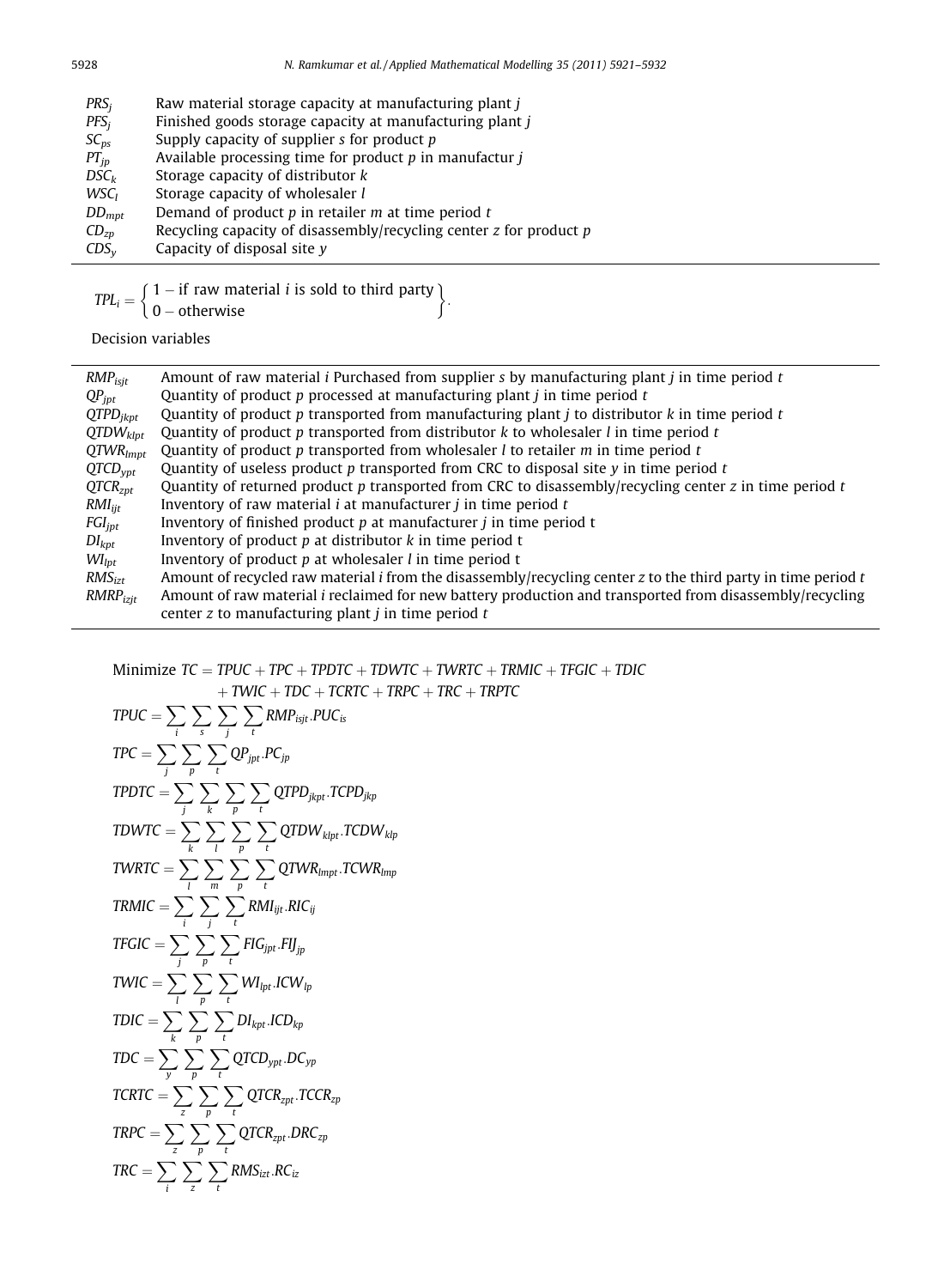| | |
|---|---|
| $PRS_j$ | Raw material storage capacity at manufacturing plant $j$ |
| $PFS_j$ | Finished goods storage capacity at manufacturing plant $j$ |
| $SC_{ps}$ | Supply capacity of supplier $s$ for product $p$ |
| $PT_{jp}$ | Available processing time for product $p$ in manufactur $j$ |
| $DSC_k$ | Storage capacity of distributor $k$ |
| $WSC_l$ | Storage capacity of wholesaler $l$ |
| $DD_{mpt}$ | Demand of product $p$ in retailer $m$ at time period $t$ |
| $CD_{zp}$ | Recycling capacity of disassembly/recycling center $z$ for product $p$ |
| $CDS_y$ | Capacity of disposal site $y$ |

$$TPL_i = \left\{ \begin{array}{l} 1 - \text{if raw material } i \text{ is sold to third party} \\ 0 - \text{otherwise} \end{array} \right\}.$$

Decision variables

| | |
|---|---|
| $RMP_{isjt}$ | Amount of raw material $i$ Purchased from supplier $s$ by manufacturing plant $j$ in time period $t$ |
| $QP_{jpt}$ | Quantity of product $p$ processed at manufacturing plant $j$ in time period $t$ |
| $QTPD_{jkpt}$ | Quantity of product $p$ transported from manufacturing plant $j$ to distributor $k$ in time period $t$ |
| $QTDW_{klpt}$ | Quantity of product $p$ transported from distributor $k$ to wholesaler $l$ in time period $t$ |
| $QTWR_{lmpt}$ | Quantity of product $p$ transported from wholesaler $l$ to retailer $m$ in time period $t$ |
| $QTCD_{ypt}$ | Quantity of useless product $p$ transported from CRC to disposal site $y$ in time period $t$ |
| $QTCR_{zpt}$ | Quantity of returned product $p$ transported from CRC to disassembly/recycling center $z$ in time period $t$ |
| $RMI_{ijt}$ | Inventory of raw material $i$ at manufacturer $j$ in time period $t$ |
| $FGI_{jpt}$ | Inventory of finished product $p$ at manufacturer $j$ in time period t |
| $DI_{kpt}$ | Inventory of product $p$ at distributor $k$ in time period t |
| $WI_{lpt}$ | Inventory of product $p$ at wholesaler $l$ in time period t |
| $RMS_{izt}$ | Amount of recycled raw material $i$ from the disassembly/recycling center $z$ to the third party in time period $t$ |
| $RMRP_{izjt}$ | Amount of raw material $i$ reclaimed for new battery production and transported from disassembly/recycling center $z$ to manufacturing plant $j$ in time period $t$ |

$$\text{Minimize } TC = TPUC + TPC + TPDTC + TDWTC + TWRTC + TRMIC + TFGIC + TDIC + TWIC + TDC + TCRTC + TRPC + TRC + TRPTC$$

$$TPUC = \sum_i \sum_s \sum_j \sum_t RMP_{isjt}.PUC_{is}$$

$$TPC = \sum_j \sum_p \sum_t QP_{jpt}.PC_{jp}$$

$$TPDTC = \sum_j \sum_k \sum_p \sum_t QTPD_{jkpt}.TCPD_{jkp}$$

$$TDWTC = \sum_k \sum_l \sum_p \sum_t QTDW_{klpt}.TCDW_{klp}$$

$$TWRTC = \sum_l \sum_m \sum_p \sum_t QTWR_{lmpt}.TCWR_{lmp}$$

$$TRMIC = \sum_i \sum_j \sum_t RMI_{ijt}.RIC_{ij}$$

$$TFGIC = \sum_j \sum_p \sum_t FIG_{jpt}.FIJ_{jp}$$

$$TWIC = \sum_l \sum_p \sum_t WI_{lpt}.ICW_{lp}$$

$$TDIC = \sum_k \sum_p \sum_t DI_{kpt}.ICD_{kp}$$

$$TDC = \sum_y \sum_p \sum_t QTCD_{ypt}.DC_{yp}$$

$$TCRTC = \sum_z \sum_p \sum_t QTCR_{zpt}.TCCR_{zp}$$

$$TRPC = \sum_z \sum_p \sum_t QTCR_{zpt}.DRC_{zp}$$

$$TRC = \sum_i \sum_z \sum_t RMS_{izt}.RC_{iz}$$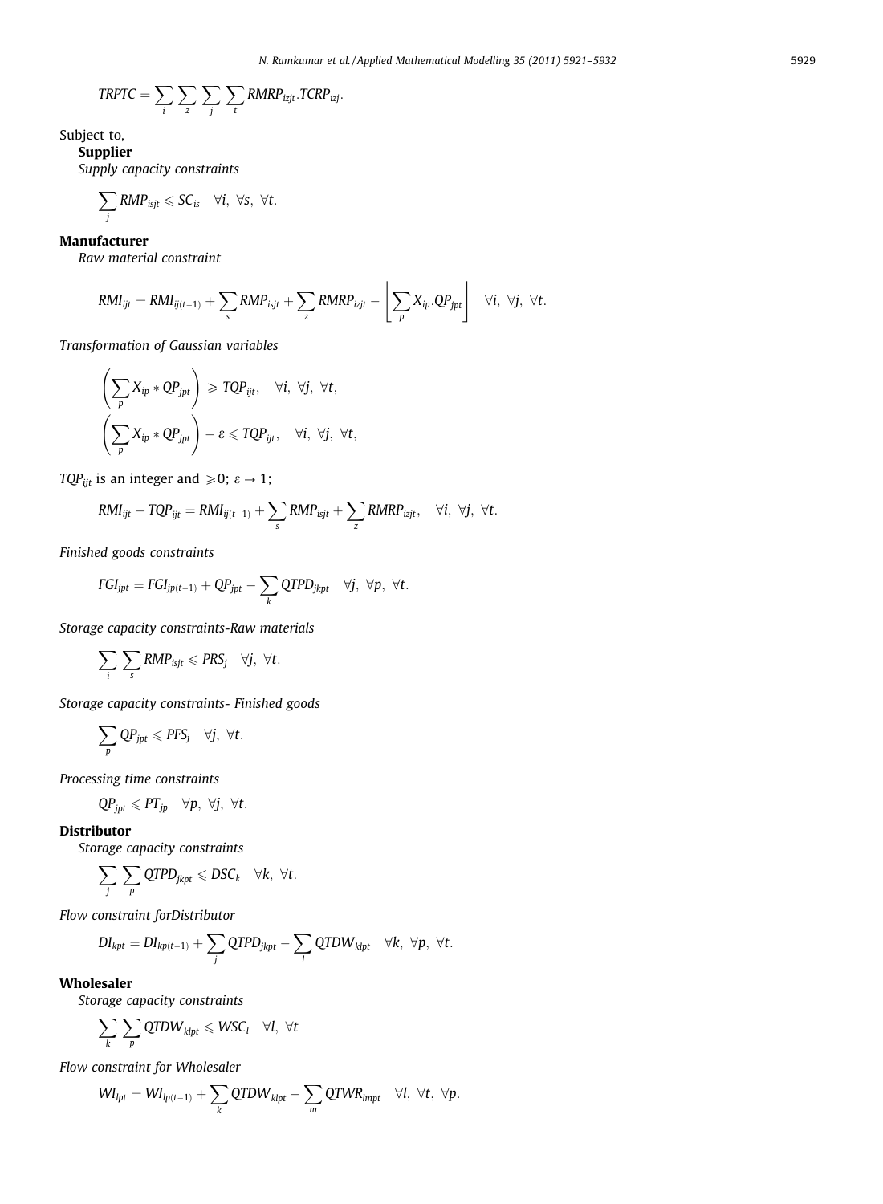$$TRPTC = \sum_{i} \sum_{z} \sum_{j} \sum_{t} RMRP_{izjt}.TCRP_{izj}.$$

Subject to,

**Supplier**

*Supply capacity constraints*

$$\sum_{j} RMP_{isjt} \leqslant SC_{is} \quad \forall i,\ \forall s,\ \forall t.$$

**Manufacturer**

*Raw material constraint*

$$RMI_{ijt} = RMI_{ij(t-1)} + \sum_{s} RMP_{isjt} + \sum_{z} RMRP_{izjt} - \left\lfloor \sum_{p} X_{ip}.QP_{jpt} \right\rfloor \quad \forall i,\ \forall j,\ \forall t.$$

*Transformation of Gaussian variables*

$$\left( \sum_{p} X_{ip} * QP_{jpt} \right) \geqslant TQP_{ijt}, \quad \forall i,\ \forall j,\ \forall t,$$

$$\left( \sum_{p} X_{ip} * QP_{jpt} \right) - \varepsilon \leqslant TQP_{ijt}, \quad \forall i,\ \forall j,\ \forall t,$$

$TQP_{ijt}$ is an integer and $\geqslant 0$; $\varepsilon \to 1$;

$$RMI_{ijt} + TQP_{ijt} = RMI_{ij(t-1)} + \sum_{s} RMP_{isjt} + \sum_{z} RMRP_{izjt}, \quad \forall i,\ \forall j,\ \forall t.$$

*Finished goods constraints*

$$FGI_{jpt} = FGI_{jp(t-1)} + QP_{jpt} - \sum_{k} QTPD_{jkpt} \quad \forall j,\ \forall p,\ \forall t.$$

*Storage capacity constraints-Raw materials*

$$\sum_{i} \sum_{s} RMP_{isjt} \leqslant PRS_{j} \quad \forall j,\ \forall t.$$

*Storage capacity constraints- Finished goods*

$$\sum_{p} QP_{jpt} \leqslant PFS_{j} \quad \forall j,\ \forall t.$$

*Processing time constraints*

$$QP_{jpt} \leqslant PT_{jp} \quad \forall p,\ \forall j,\ \forall t.$$

**Distributor**

*Storage capacity constraints*

$$\sum_{j} \sum_{p} QTPD_{jkpt} \leqslant DSC_{k} \quad \forall k,\ \forall t.$$

*Flow constraint forDistributor*

$$DI_{kpt} = DI_{kp(t-1)} + \sum_{j} QTPD_{jkpt} - \sum_{l} QTDW_{klpt} \quad \forall k,\ \forall p,\ \forall t.$$

**Wholesaler**

*Storage capacity constraints*

$$\sum_{k} \sum_{p} QTDW_{klpt} \leqslant WSC_{l} \quad \forall l,\ \forall t$$

*Flow constraint for Wholesaler*

$$WI_{lpt} = WI_{lp(t-1)} + \sum_{k} QTDW_{klpt} - \sum_{m} QTWR_{lmpt} \quad \forall l,\ \forall t,\ \forall p.$$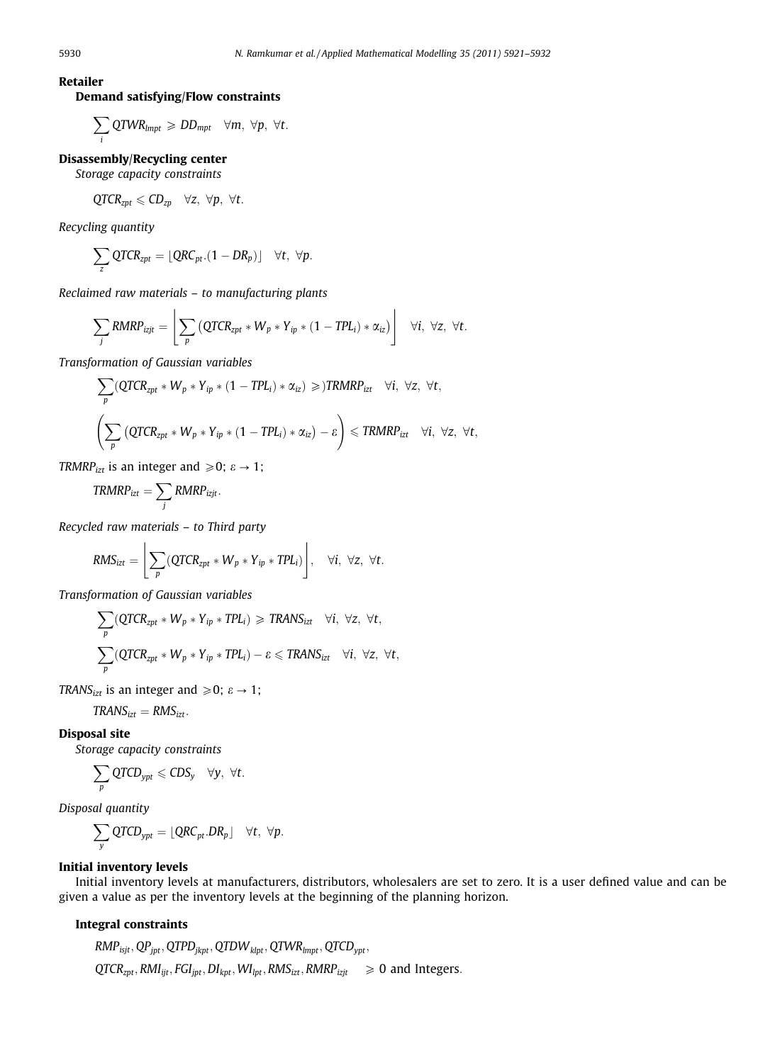**Retailer**

**Demand satisfying/Flow constraints**

$$\sum_{l} QTWR_{lmpt} \geqslant DD_{mpt} \quad \forall m,\ \forall p,\ \forall t.$$

**Disassembly/Recycling center**

*Storage capacity constraints*

$$QTCR_{zpt} \leqslant CD_{zp} \quad \forall z,\ \forall p,\ \forall t.$$

*Recycling quantity*

$$\sum_{z} QTCR_{zpt} = \lfloor QRC_{pt}.(1 - DR_p) \rfloor \quad \forall t,\ \forall p.$$

*Reclaimed raw materials – to manufacturing plants*

$$\sum_{j} RMRP_{izjt} = \left\lfloor \sum_{p} \left( QTCR_{zpt} * W_p * Y_{ip} * (1 - TPL_i) * \alpha_{iz} \right) \right\rfloor \quad \forall i,\ \forall z,\ \forall t.$$

*Transformation of Gaussian variables*

$$\sum_{p} (QTCR_{zpt} * W_p * Y_{ip} * (1 - TPL_i) * \alpha_{iz}) \geqslant) TRMRP_{izt} \quad \forall i,\ \forall z,\ \forall t,$$

$$\left( \sum_{p} \left( QTCR_{zpt} * W_p * Y_{ip} * (1 - TPL_i) * \alpha_{iz} \right) - \varepsilon \right) \leqslant TRMRP_{izt} \quad \forall i,\ \forall z,\ \forall t,$$

$TRMRP_{izt}$ is an integer and $\geqslant 0$; $\varepsilon \to 1$;

$$TRMRP_{izt} = \sum_{j} RMRP_{izjt}.$$

*Recycled raw materials – to Third party*

$$RMS_{izt} = \left\lfloor \sum_{p} (QTCR_{zpt} * W_p * Y_{ip} * TPL_i) \right\rfloor, \quad \forall i,\ \forall z,\ \forall t.$$

*Transformation of Gaussian variables*

$$\sum_{p} (QTCR_{zpt} * W_p * Y_{ip} * TPL_i) \geqslant TRANS_{izt} \quad \forall i,\ \forall z,\ \forall t,$$

$$\sum_{p} (QTCR_{zpt} * W_p * Y_{ip} * TPL_i) - \varepsilon \leqslant TRANS_{izt} \quad \forall i,\ \forall z,\ \forall t,$$

$TRANS_{izt}$ is an integer and $\geqslant 0$; $\varepsilon \to 1$;

$$TRANS_{izt} = RMS_{izt}.$$

**Disposal site**

*Storage capacity constraints*

$$\sum_{p} QTCD_{ypt} \leqslant CDS_y \quad \forall y,\ \forall t.$$

*Disposal quantity*

$$\sum_{y} QTCD_{ypt} = \lfloor QRC_{pt}.DR_p \rfloor \quad \forall t,\ \forall p.$$

**Initial inventory levels**

Initial inventory levels at manufacturers, distributors, wholesalers are set to zero. It is a user defined value and can be given a value as per the inventory levels at the beginning of the planning horizon.

**Integral constraints**

$$RMP_{isjt}, QP_{jpt}, QTPD_{jkpt}, QTDW_{klpt}, QTWR_{lmpt}, QTCD_{ypt},$$
$$QTCR_{zpt}, RMI_{ijt}, FGI_{jpt}, DI_{kpt}, WI_{lpt}, RMS_{izt}, RMRP_{izjt} \quad \geqslant 0 \text{ and Integers.}$$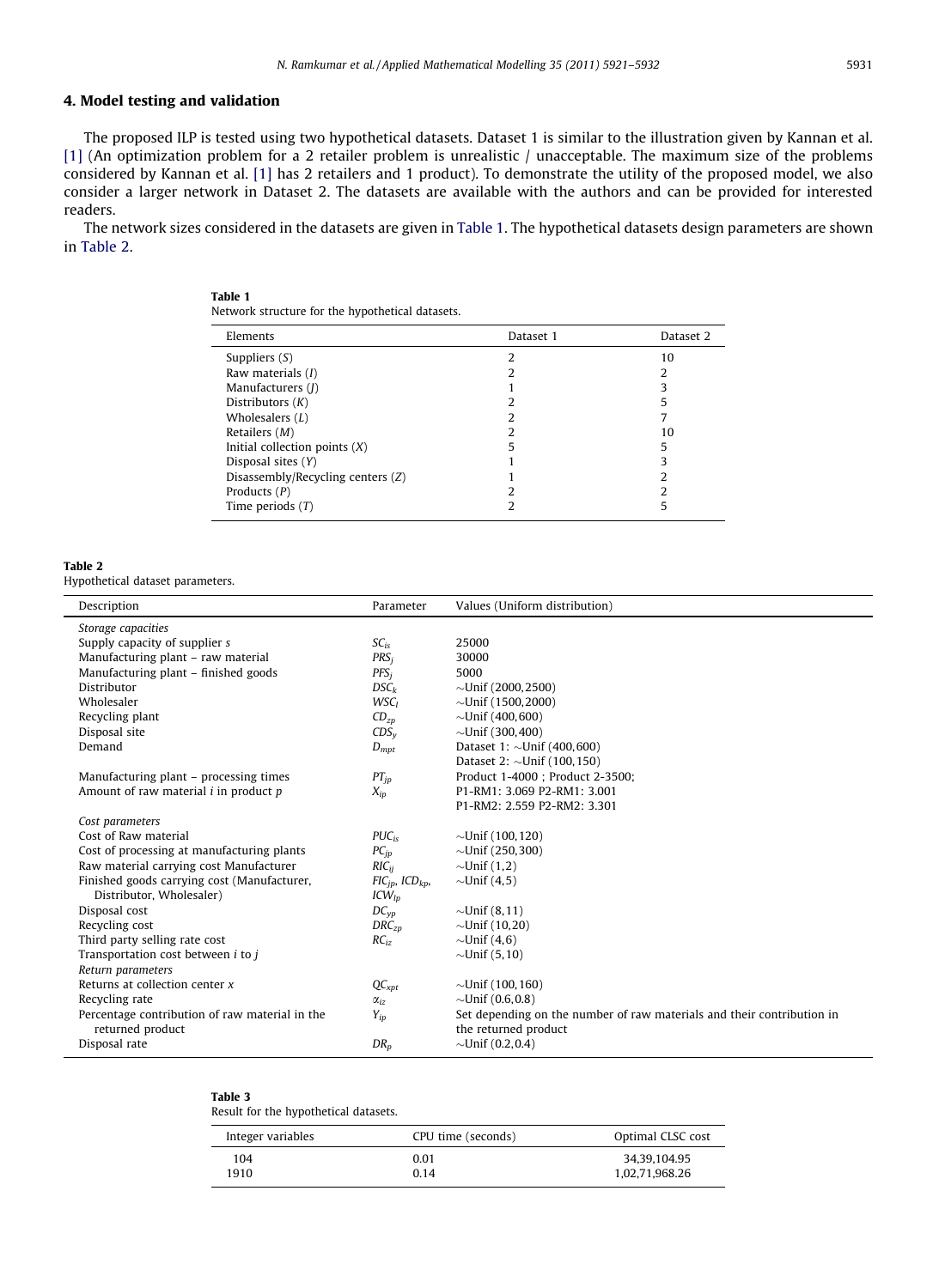## 4. Model testing and validation

The proposed ILP is tested using two hypothetical datasets. Dataset 1 is similar to the illustration given by Kannan et al. [1] (An optimization problem for a 2 retailer problem is unrealistic / unacceptable. The maximum size of the problems considered by Kannan et al. [1] has 2 retailers and 1 product). To demonstrate the utility of the proposed model, we also consider a larger network in Dataset 2. The datasets are available with the authors and can be provided for interested readers.

The network sizes considered in the datasets are given in Table 1. The hypothetical datasets design parameters are shown in Table 2.

**Table 1**
Network structure for the hypothetical datasets.

| Elements | Dataset 1 | Dataset 2 |
|---|---|---|
| Suppliers ($S$) | 2 | 10 |
| Raw materials ($I$) | 2 | 2 |
| Manufacturers ($J$) | 1 | 3 |
| Distributors ($K$) | 2 | 5 |
| Wholesalers ($L$) | 2 | 7 |
| Retailers ($M$) | 2 | 10 |
| Initial collection points ($X$) | 5 | 5 |
| Disposal sites ($Y$) | 1 | 3 |
| Disassembly/Recycling centers ($Z$) | 1 | 2 |
| Products ($P$) | 2 | 2 |
| Time periods ($T$) | 2 | 5 |

**Table 2**
Hypothetical dataset parameters.

| Description | Parameter | Values (Uniform distribution) |
|---|---|---|
| *Storage capacities* | | |
| Supply capacity of supplier s | $SC_{is}$ | 25000 |
| Manufacturing plant – raw material | $PRS_j$ | 30000 |
| Manufacturing plant – finished goods | $PFS_j$ | 5000 |
| Distributor | $DSC_k$ | ~Unif (2000, 2500) |
| Wholesaler | $WSC_l$ | ~Unif (1500, 2000) |
| Recycling plant | $CD_{zp}$ | ~Unif (400, 600) |
| Disposal site | $CDS_y$ | ~Unif (300, 400) |
| Demand | $D_{mpt}$ | Dataset 1: ~Unif (400, 600)<br>Dataset 2: ~Unif (100, 150) |
| Manufacturing plant – processing times | $PT_{jp}$ | Product 1-4000 ; Product 2-3500; |
| Amount of raw material $i$ in product $p$ | $X_{ip}$ | P1-RM1: 3.069 P2-RM1: 3.001<br>P1-RM2: 2.559 P2-RM2: 3.301 |
| *Cost parameters* | | |
| Cost of Raw material | $PUC_{is}$ | ~Unif (100, 120) |
| Cost of processing at manufacturing plants | $PC_{jp}$ | ~Unif (250, 300) |
| Raw material carrying cost Manufacturer | $RIC_{ij}$ | ~Unif (1, 2) |
| Finished goods carrying cost (Manufacturer, Distributor, Wholesaler) | $FIC_{jp}$, $ICD_{kp}$, $ICW_{lp}$ | ~Unif (4, 5) |
| Disposal cost | $DC_{yp}$ | ~Unif (8, 11) |
| Recycling cost | $DRC_{zp}$ | ~Unif (10, 20) |
| Third party selling rate cost | $RC_{iz}$ | ~Unif (4, 6) |
| Transportation cost between i to j | | ~Unif (5, 10) |
| *Return parameters* | | |
| Returns at collection center x | $QC_{xpt}$ | ~Unif (100, 160) |
| Recycling rate | $\alpha_{iz}$ | ~Unif (0.6, 0.8) |
| Percentage contribution of raw material in the returned product | $Y_{ip}$ | Set depending on the number of raw materials and their contribution in the returned product |
| Disposal rate | $DR_p$ | ~Unif (0.2, 0.4) |

**Table 3**
Result for the hypothetical datasets.

| Integer variables | CPU time (seconds) | Optimal CLSC cost |
|---|---|---|
| 104 | 0.01 | 34,39,104.95 |
| 1910 | 0.14 | 1,02,71,968.26 |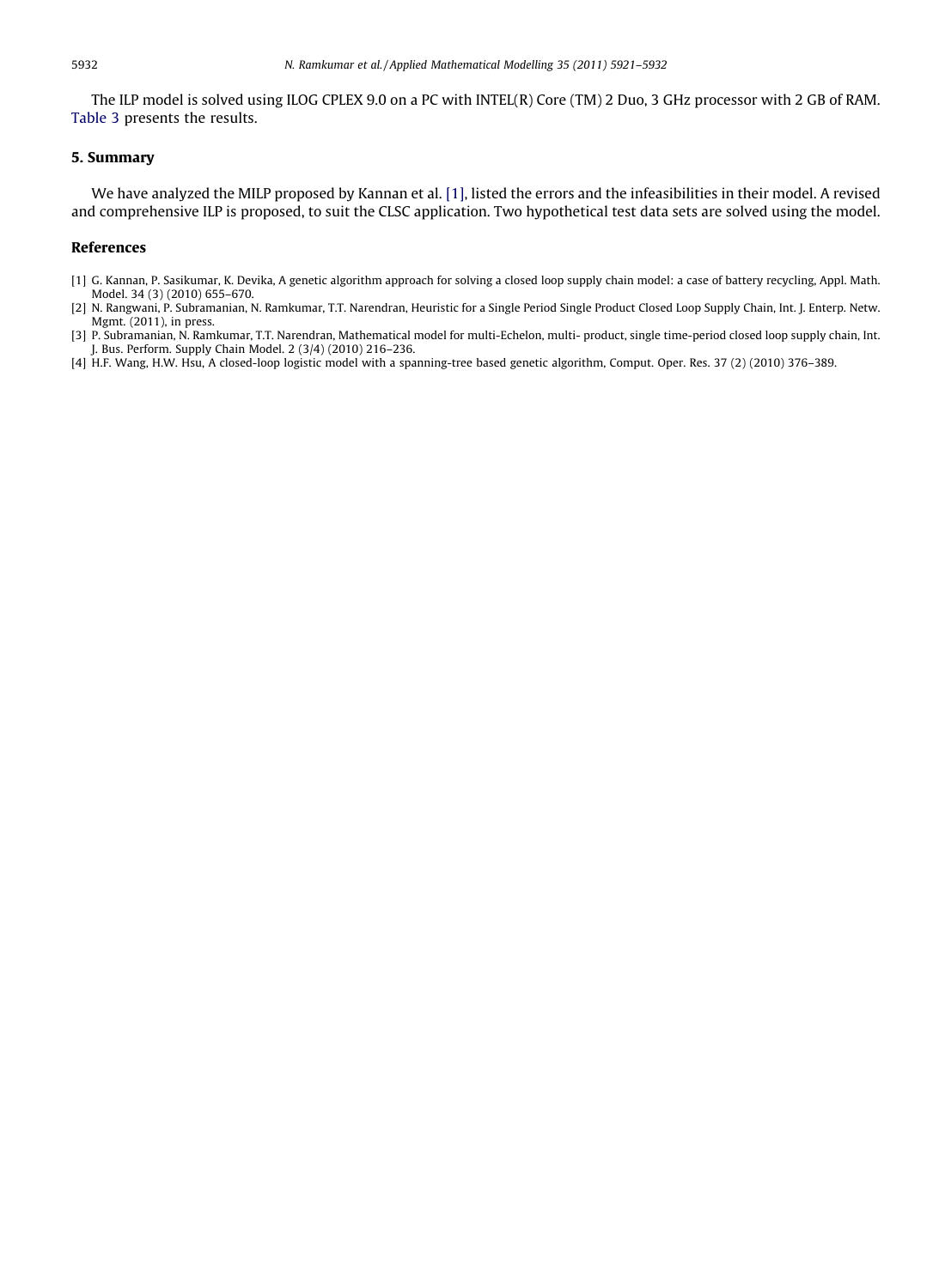The ILP model is solved using ILOG CPLEX 9.0 on a PC with INTEL(R) Core (TM) 2 Duo, 3 GHz processor with 2 GB of RAM. Table 3 presents the results.

## 5. Summary

We have analyzed the MILP proposed by Kannan et al. [1], listed the errors and the infeasibilities in their model. A revised and comprehensive ILP is proposed, to suit the CLSC application. Two hypothetical test data sets are solved using the model.

## References

[1] G. Kannan, P. Sasikumar, K. Devika, A genetic algorithm approach for solving a closed loop supply chain model: a case of battery recycling, Appl. Math. Model. 34 (3) (2010) 655–670.

[2] N. Rangwani, P. Subramanian, N. Ramkumar, T.T. Narendran, Heuristic for a Single Period Single Product Closed Loop Supply Chain, Int. J. Enterp. Netw. Mgmt. (2011), in press.

[3] P. Subramanian, N. Ramkumar, T.T. Narendran, Mathematical model for multi-Echelon, multi- product, single time-period closed loop supply chain, Int. J. Bus. Perform. Supply Chain Model. 2 (3/4) (2010) 216–236.

[4] H.F. Wang, H.W. Hsu, A closed-loop logistic model with a spanning-tree based genetic algorithm, Comput. Oper. Res. 37 (2) (2010) 376–389.